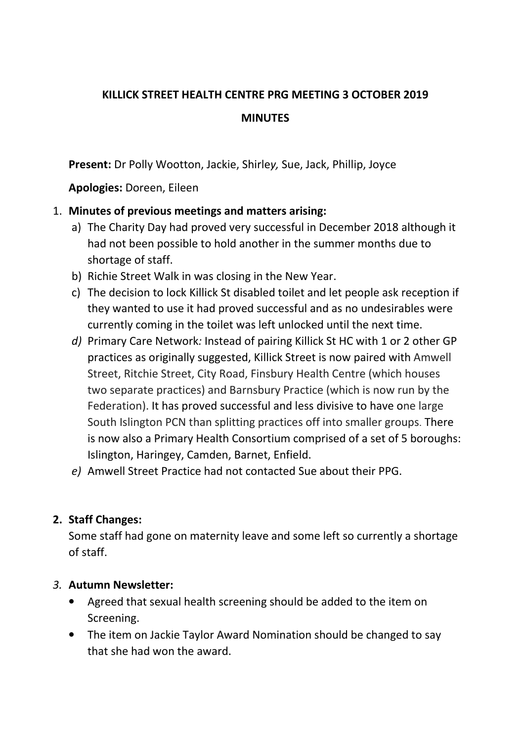**KILLICK STREET HEALTH CENTRE PRG MEETING 3 OCTOBER 2019**

**MINUTES**

**Present:** Dr Polly Wootton, Jackie, Shirle*y,* Sue, Jack, Phillip, Joyce

**Apologies:** Doreen, Eileen

1. **Minutes of previous meetings and matters arising:**
   a) The Charity Day had proved very successful in December 2018 although it had not been possible to hold another in the summer months due to shortage of staff.
   b) Richie Street Walk in was closing in the New Year.
   c) The decision to lock Killick St disabled toilet and let people ask reception if they wanted to use it had proved successful and as no undesirables were currently coming in the toilet was left unlocked until the next time.
   *d)* Primary Care Network*:* Instead of pairing Killick St HC with 1 or 2 other GP practices as originally suggested, Killick Street is now paired with Amwell Street, Ritchie Street, City Road, Finsbury Health Centre (which houses two separate practices) and Barnsbury Practice (which is now run by the Federation). It has proved successful and less divisive to have one large South Islington PCN than splitting practices off into smaller groups. There is now also a Primary Health Consortium comprised of a set of 5 boroughs: Islington, Haringey, Camden, Barnet, Enfield.
   *e)* Amwell Street Practice had not contacted Sue about their PPG.

2. **Staff Changes:**
   Some staff had gone on maternity leave and some left so currently a shortage of staff.

*3.* **Autumn Newsletter:**
   - Agreed that sexual health screening should be added to the item on Screening.
   - The item on Jackie Taylor Award Nomination should be changed to say that she had won the award.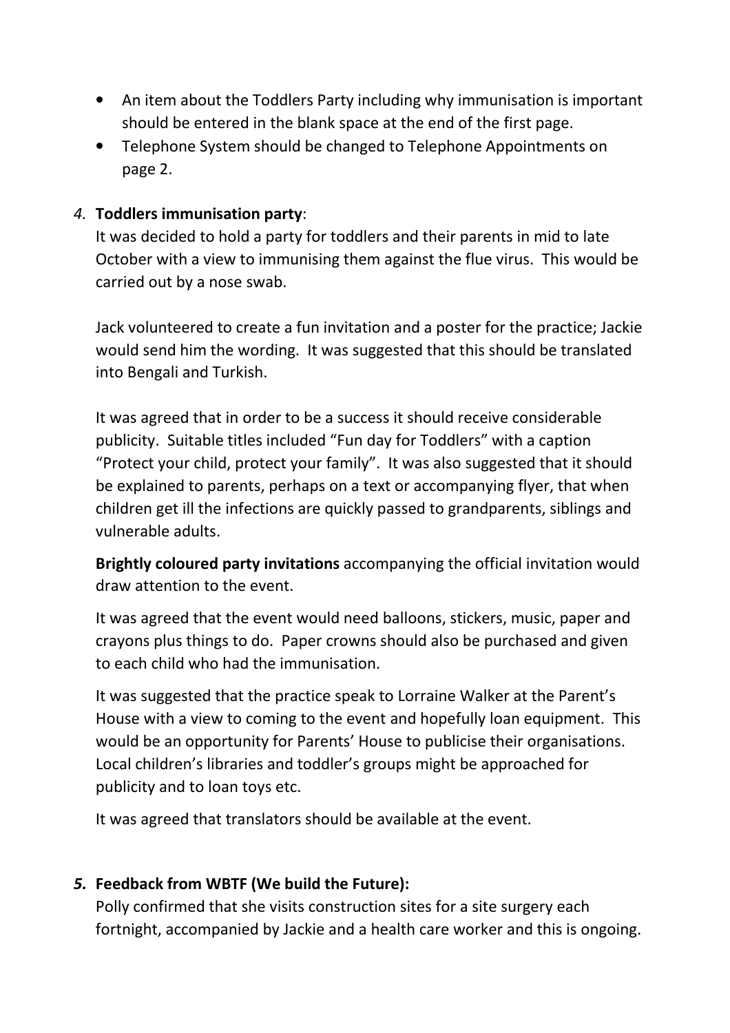- An item about the Toddlers Party including why immunisation is important should be entered in the blank space at the end of the first page.
- Telephone System should be changed to Telephone Appointments on page 2.

*4.* **Toddlers immunisation party**:

It was decided to hold a party for toddlers and their parents in mid to late October with a view to immunising them against the flue virus. This would be carried out by a nose swab.

Jack volunteered to create a fun invitation and a poster for the practice; Jackie would send him the wording. It was suggested that this should be translated into Bengali and Turkish.

It was agreed that in order to be a success it should receive considerable publicity. Suitable titles included "Fun day for Toddlers" with a caption "Protect your child, protect your family". It was also suggested that it should be explained to parents, perhaps on a text or accompanying flyer, that when children get ill the infections are quickly passed to grandparents, siblings and vulnerable adults.

**Brightly coloured party invitations** accompanying the official invitation would draw attention to the event.

It was agreed that the event would need balloons, stickers, music, paper and crayons plus things to do. Paper crowns should also be purchased and given to each child who had the immunisation.

It was suggested that the practice speak to Lorraine Walker at the Parent's House with a view to coming to the event and hopefully loan equipment. This would be an opportunity for Parents' House to publicise their organisations. Local children's libraries and toddler's groups might be approached for publicity and to loan toys etc.

It was agreed that translators should be available at the event.

***5.* Feedback from WBTF (We build the Future):**

Polly confirmed that she visits construction sites for a site surgery each fortnight, accompanied by Jackie and a health care worker and this is ongoing.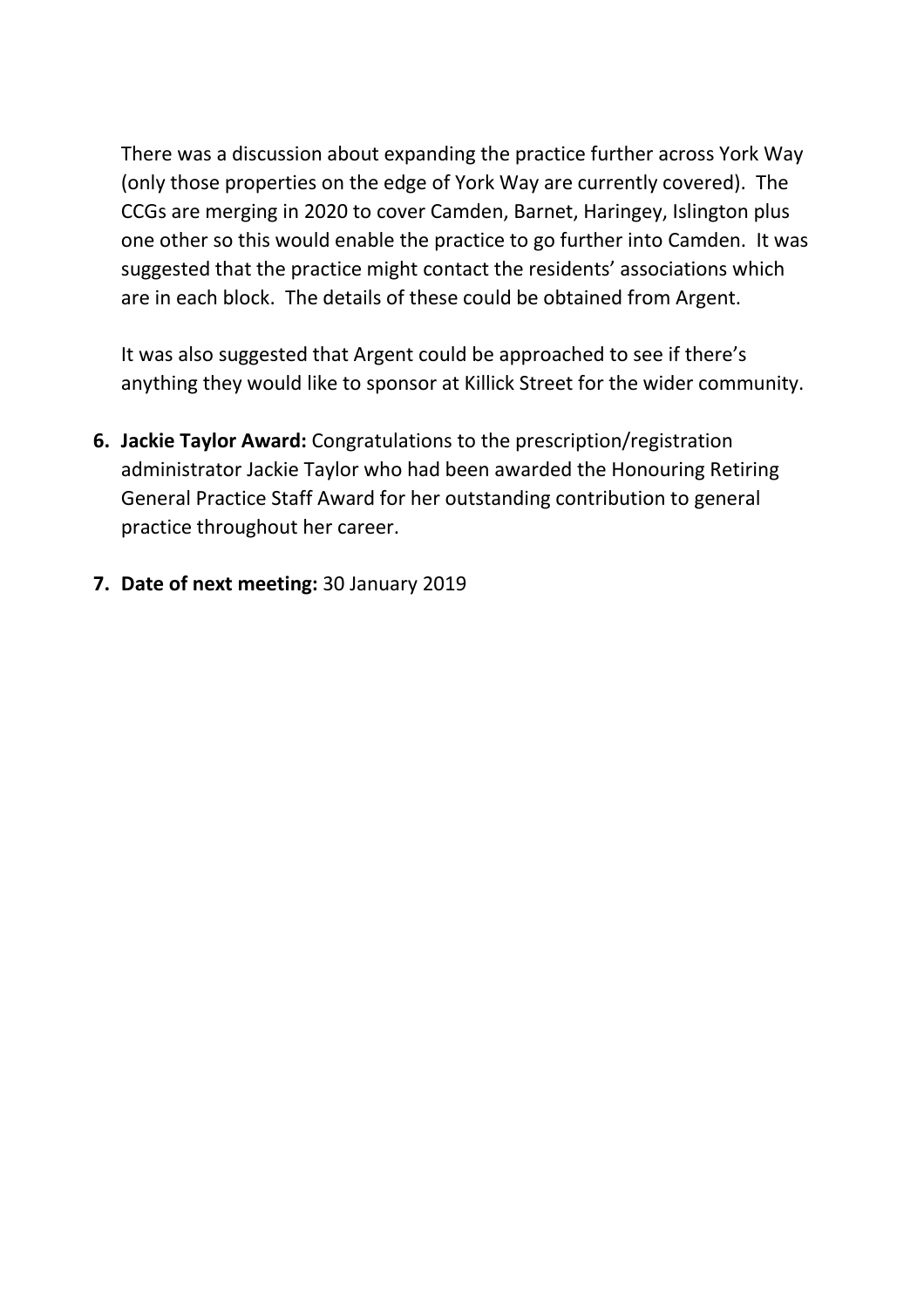There was a discussion about expanding the practice further across York Way (only those properties on the edge of York Way are currently covered). The CCGs are merging in 2020 to cover Camden, Barnet, Haringey, Islington plus one other so this would enable the practice to go further into Camden. It was suggested that the practice might contact the residents' associations which are in each block. The details of these could be obtained from Argent.

It was also suggested that Argent could be approached to see if there's anything they would like to sponsor at Killick Street for the wider community.

6. **Jackie Taylor Award:** Congratulations to the prescription/registration administrator Jackie Taylor who had been awarded the Honouring Retiring General Practice Staff Award for her outstanding contribution to general practice throughout her career.

7. **Date of next meeting:** 30 January 2019